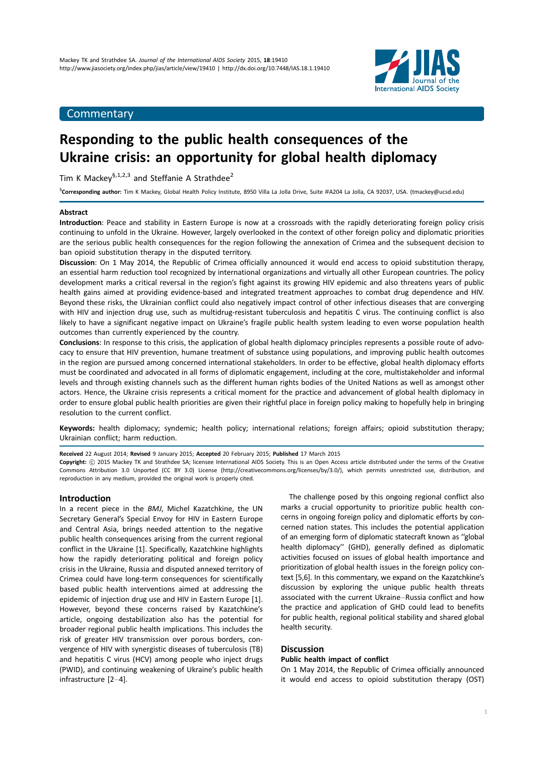Commentary

# Responding to the public health consequences of the Ukraine crisis: an opportunity for global health diplomacy

Tim K Mackey[§,1,2,3] and Steffanie A Strathdee[2]

[§]**Corresponding author:** Tim K Mackey, Global Health Policy Institute, 8950 Villa La Jolla Drive, Suite #A204 La Jolla, CA 92037, USA. (tmackey@ucsd.edu)

## Abstract

**Introduction**: Peace and stability in Eastern Europe is now at a crossroads with the rapidly deteriorating foreign policy crisis continuing to unfold in the Ukraine. However, largely overlooked in the context of other foreign policy and diplomatic priorities are the serious public health consequences for the region following the annexation of Crimea and the subsequent decision to ban opioid substitution therapy in the disputed territory.

**Discussion**: On 1 May 2014, the Republic of Crimea officially announced it would end access to opioid substitution therapy, an essential harm reduction tool recognized by international organizations and virtually all other European countries. The policy development marks a critical reversal in the region's fight against its growing HIV epidemic and also threatens years of public health gains aimed at providing evidence-based and integrated treatment approaches to combat drug dependence and HIV. Beyond these risks, the Ukrainian conflict could also negatively impact control of other infectious diseases that are converging with HIV and injection drug use, such as multidrug-resistant tuberculosis and hepatitis C virus. The continuing conflict is also likely to have a significant negative impact on Ukraine's fragile public health system leading to even worse population health outcomes than currently experienced by the country.

**Conclusions**: In response to this crisis, the application of global health diplomacy principles represents a possible route of advocacy to ensure that HIV prevention, humane treatment of substance using populations, and improving public health outcomes in the region are pursued among concerned international stakeholders. In order to be effective, global health diplomacy efforts must be coordinated and advocated in all forms of diplomatic engagement, including at the core, multistakeholder and informal levels and through existing channels such as the different human rights bodies of the United Nations as well as amongst other actors. Hence, the Ukraine crisis represents a critical moment for the practice and advancement of global health diplomacy in order to ensure global public health priorities are given their rightful place in foreign policy making to hopefully help in bringing resolution to the current conflict.

**Keywords:** health diplomacy; syndemic; health policy; international relations; foreign affairs; opioid substitution therapy; Ukrainian conflict; harm reduction.

**Received** 22 August 2014; **Revised** 9 January 2015; **Accepted** 20 February 2015; **Published** 17 March 2015

**Copyright:** © 2015 Mackey TK and Strathdee SA; licensee International AIDS Society. This is an Open Access article distributed under the terms of the Creative Commons Attribution 3.0 Unported (CC BY 3.0) License (http://creativecommons.org/licenses/by/3.0/), which permits unrestricted use, distribution, and reproduction in any medium, provided the original work is properly cited.

## Introduction

In a recent piece in the *BMJ*, Michel Kazatchkine, the UN Secretary General's Special Envoy for HIV in Eastern Europe and Central Asia, brings needed attention to the negative public health consequences arising from the current regional conflict in the Ukraine [1]. Specifically, Kazatchkine highlights how the rapidly deteriorating political and foreign policy crisis in the Ukraine, Russia and disputed annexed territory of Crimea could have long-term consequences for scientifically based public health interventions aimed at addressing the epidemic of injection drug use and HIV in Eastern Europe [1]. However, beyond these concerns raised by Kazatchkine's article, ongoing destabilization also has the potential for broader regional public health implications. This includes the risk of greater HIV transmission over porous borders, convergence of HIV with synergistic diseases of tuberculosis (TB) and hepatitis C virus (HCV) among people who inject drugs (PWID), and continuing weakening of Ukraine's public health infrastructure [2–4].

The challenge posed by this ongoing regional conflict also marks a crucial opportunity to prioritize public health concerns in ongoing foreign policy and diplomatic efforts by concerned nation states. This includes the potential application of an emerging form of diplomatic statecraft known as "global health diplomacy" (GHD), generally defined as diplomatic activities focused on issues of global health importance and prioritization of global health issues in the foreign policy context [5,6]. In this commentary, we expand on the Kazatchkine's discussion by exploring the unique public health threats associated with the current Ukraine–Russia conflict and how the practice and application of GHD could lead to benefits for public health, regional political stability and shared global health security.

## Discussion

### Public health impact of conflict

On 1 May 2014, the Republic of Crimea officially announced it would end access to opioid substitution therapy (OST)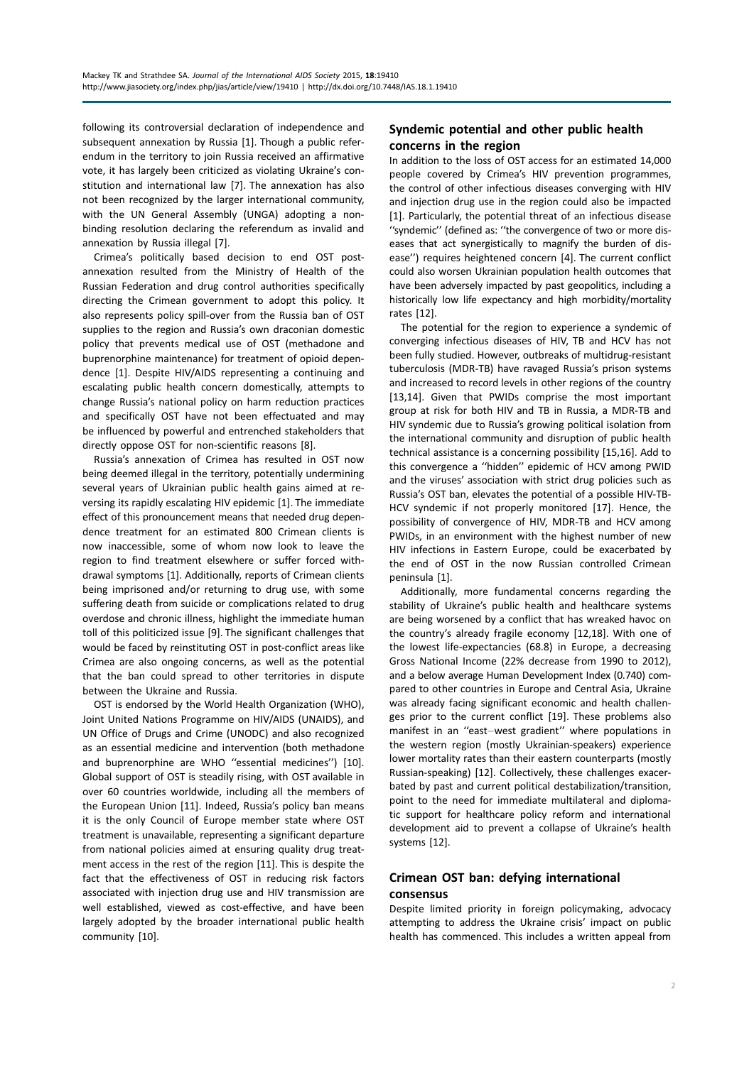following its controversial declaration of independence and subsequent annexation by Russia [1]. Though a public referendum in the territory to join Russia received an affirmative vote, it has largely been criticized as violating Ukraine's constitution and international law [7]. The annexation has also not been recognized by the larger international community, with the UN General Assembly (UNGA) adopting a non-binding resolution declaring the referendum as invalid and annexation by Russia illegal [7].

Crimea's politically based decision to end OST post-annexation resulted from the Ministry of Health of the Russian Federation and drug control authorities specifically directing the Crimean government to adopt this policy. It also represents policy spill-over from the Russia ban of OST supplies to the region and Russia's own draconian domestic policy that prevents medical use of OST (methadone and buprenorphine maintenance) for treatment of opioid dependence [1]. Despite HIV/AIDS representing a continuing and escalating public health concern domestically, attempts to change Russia's national policy on harm reduction practices and specifically OST have not been effectuated and may be influenced by powerful and entrenched stakeholders that directly oppose OST for non-scientific reasons [8].

Russia's annexation of Crimea has resulted in OST now being deemed illegal in the territory, potentially undermining several years of Ukrainian public health gains aimed at reversing its rapidly escalating HIV epidemic [1]. The immediate effect of this pronouncement means that needed drug dependence treatment for an estimated 800 Crimean clients is now inaccessible, some of whom now look to leave the region to find treatment elsewhere or suffer forced withdrawal symptoms [1]. Additionally, reports of Crimean clients being imprisoned and/or returning to drug use, with some suffering death from suicide or complications related to drug overdose and chronic illness, highlight the immediate human toll of this politicized issue [9]. The significant challenges that would be faced by reinstituting OST in post-conflict areas like Crimea are also ongoing concerns, as well as the potential that the ban could spread to other territories in dispute between the Ukraine and Russia.

OST is endorsed by the World Health Organization (WHO), Joint United Nations Programme on HIV/AIDS (UNAIDS), and UN Office of Drugs and Crime (UNODC) and also recognized as an essential medicine and intervention (both methadone and buprenorphine are WHO ''essential medicines'') [10]. Global support of OST is steadily rising, with OST available in over 60 countries worldwide, including all the members of the European Union [11]. Indeed, Russia's policy ban means it is the only Council of Europe member state where OST treatment is unavailable, representing a significant departure from national policies aimed at ensuring quality drug treatment access in the rest of the region [11]. This is despite the fact that the effectiveness of OST in reducing risk factors associated with injection drug use and HIV transmission are well established, viewed as cost-effective, and have been largely adopted by the broader international public health community [10].

## Syndemic potential and other public health concerns in the region

In addition to the loss of OST access for an estimated 14,000 people covered by Crimea's HIV prevention programmes, the control of other infectious diseases converging with HIV and injection drug use in the region could also be impacted [1]. Particularly, the potential threat of an infectious disease ''syndemic'' (defined as: ''the convergence of two or more diseases that act synergistically to magnify the burden of disease'') requires heightened concern [4]. The current conflict could also worsen Ukrainian population health outcomes that have been adversely impacted by past geopolitics, including a historically low life expectancy and high morbidity/mortality rates [12].

The potential for the region to experience a syndemic of converging infectious diseases of HIV, TB and HCV has not been fully studied. However, outbreaks of multidrug-resistant tuberculosis (MDR-TB) have ravaged Russia's prison systems and increased to record levels in other regions of the country [13,14]. Given that PWIDs comprise the most important group at risk for both HIV and TB in Russia, a MDR-TB and HIV syndemic due to Russia's growing political isolation from the international community and disruption of public health technical assistance is a concerning possibility [15,16]. Add to this convergence a ''hidden'' epidemic of HCV among PWID and the viruses' association with strict drug policies such as Russia's OST ban, elevates the potential of a possible HIV-TB-HCV syndemic if not properly monitored [17]. Hence, the possibility of convergence of HIV, MDR-TB and HCV among PWIDs, in an environment with the highest number of new HIV infections in Eastern Europe, could be exacerbated by the end of OST in the now Russian controlled Crimean peninsula [1].

Additionally, more fundamental concerns regarding the stability of Ukraine's public health and healthcare systems are being worsened by a conflict that has wreaked havoc on the country's already fragile economy [12,18]. With one of the lowest life-expectancies (68.8) in Europe, a decreasing Gross National Income (22% decrease from 1990 to 2012), and a below average Human Development Index (0.740) compared to other countries in Europe and Central Asia, Ukraine was already facing significant economic and health challenges prior to the current conflict [19]. These problems also manifest in an ''east–west gradient'' where populations in the western region (mostly Ukrainian-speakers) experience lower mortality rates than their eastern counterparts (mostly Russian-speaking) [12]. Collectively, these challenges exacerbated by past and current political destabilization/transition, point to the need for immediate multilateral and diplomatic support for healthcare policy reform and international development aid to prevent a collapse of Ukraine's health systems [12].

## Crimean OST ban: defying international consensus

Despite limited priority in foreign policymaking, advocacy attempting to address the Ukraine crisis' impact on public health has commenced. This includes a written appeal from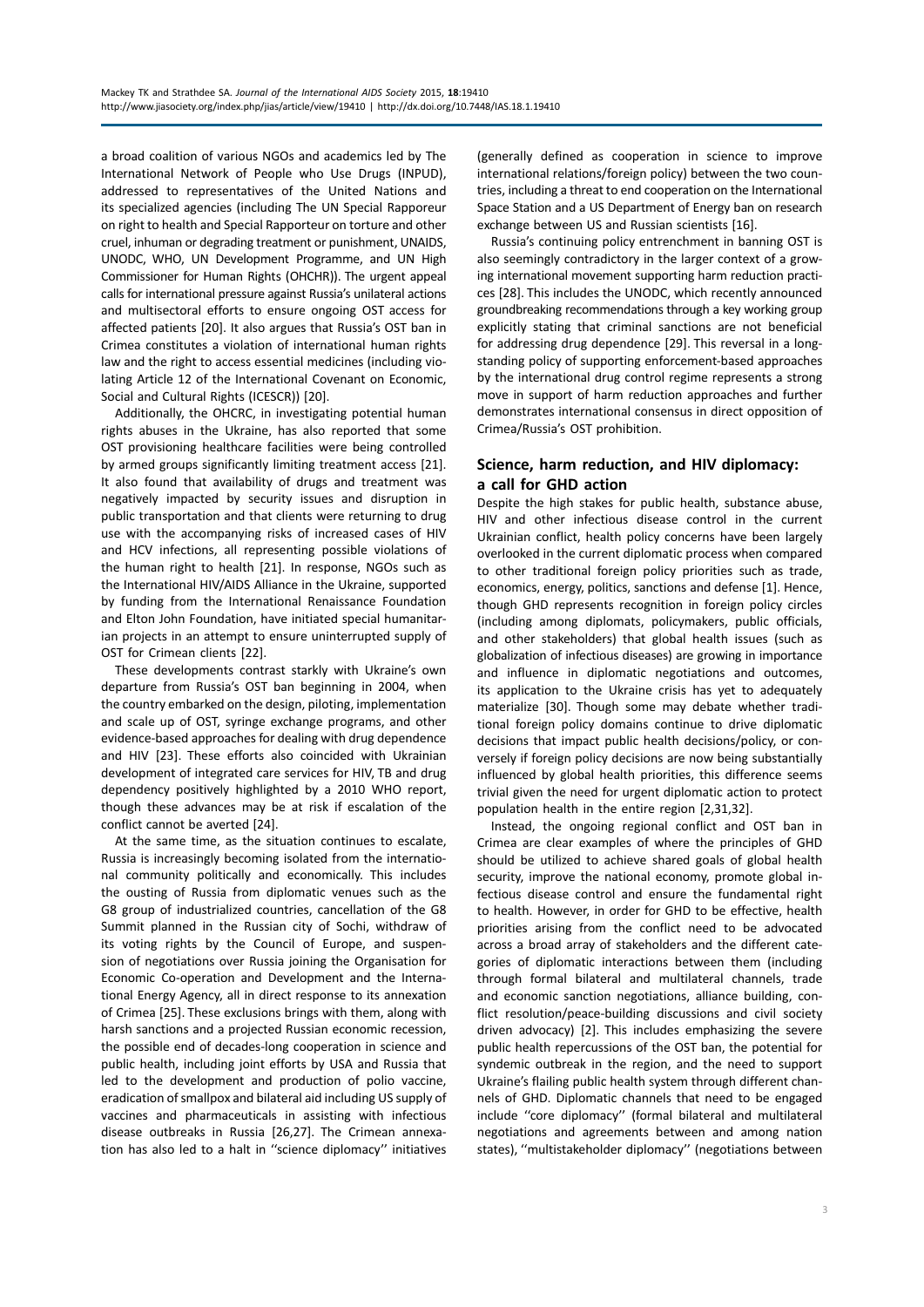a broad coalition of various NGOs and academics led by The International Network of People who Use Drugs (INPUD), addressed to representatives of the United Nations and its specialized agencies (including The UN Special Rapporeur on right to health and Special Rapporteur on torture and other cruel, inhuman or degrading treatment or punishment, UNAIDS, UNODC, WHO, UN Development Programme, and UN High Commissioner for Human Rights (OHCHR)). The urgent appeal calls for international pressure against Russia's unilateral actions and multisectoral efforts to ensure ongoing OST access for affected patients [20]. It also argues that Russia's OST ban in Crimea constitutes a violation of international human rights law and the right to access essential medicines (including violating Article 12 of the International Covenant on Economic, Social and Cultural Rights (ICESCR)) [20].

Additionally, the OHCRC, in investigating potential human rights abuses in the Ukraine, has also reported that some OST provisioning healthcare facilities were being controlled by armed groups significantly limiting treatment access [21]. It also found that availability of drugs and treatment was negatively impacted by security issues and disruption in public transportation and that clients were returning to drug use with the accompanying risks of increased cases of HIV and HCV infections, all representing possible violations of the human right to health [21]. In response, NGOs such as the International HIV/AIDS Alliance in the Ukraine, supported by funding from the International Renaissance Foundation and Elton John Foundation, have initiated special humanitarian projects in an attempt to ensure uninterrupted supply of OST for Crimean clients [22].

These developments contrast starkly with Ukraine's own departure from Russia's OST ban beginning in 2004, when the country embarked on the design, piloting, implementation and scale up of OST, syringe exchange programs, and other evidence-based approaches for dealing with drug dependence and HIV [23]. These efforts also coincided with Ukrainian development of integrated care services for HIV, TB and drug dependency positively highlighted by a 2010 WHO report, though these advances may be at risk if escalation of the conflict cannot be averted [24].

At the same time, as the situation continues to escalate, Russia is increasingly becoming isolated from the international community politically and economically. This includes the ousting of Russia from diplomatic venues such as the G8 group of industrialized countries, cancellation of the G8 Summit planned in the Russian city of Sochi, withdraw of its voting rights by the Council of Europe, and suspension of negotiations over Russia joining the Organisation for Economic Co-operation and Development and the International Energy Agency, all in direct response to its annexation of Crimea [25]. These exclusions brings with them, along with harsh sanctions and a projected Russian economic recession, the possible end of decades-long cooperation in science and public health, including joint efforts by USA and Russia that led to the development and production of polio vaccine, eradication of smallpox and bilateral aid including US supply of vaccines and pharmaceuticals in assisting with infectious disease outbreaks in Russia [26,27]. The Crimean annexation has also led to a halt in ''science diplomacy'' initiatives (generally defined as cooperation in science to improve international relations/foreign policy) between the two countries, including a threat to end cooperation on the International Space Station and a US Department of Energy ban on research exchange between US and Russian scientists [16].

Russia's continuing policy entrenchment in banning OST is also seemingly contradictory in the larger context of a growing international movement supporting harm reduction practices [28]. This includes the UNODC, which recently announced groundbreaking recommendations through a key working group explicitly stating that criminal sanctions are not beneficial for addressing drug dependence [29]. This reversal in a long-standing policy of supporting enforcement-based approaches by the international drug control regime represents a strong move in support of harm reduction approaches and further demonstrates international consensus in direct opposition of Crimea/Russia's OST prohibition.

## Science, harm reduction, and HIV diplomacy: a call for GHD action

Despite the high stakes for public health, substance abuse, HIV and other infectious disease control in the current Ukrainian conflict, health policy concerns have been largely overlooked in the current diplomatic process when compared to other traditional foreign policy priorities such as trade, economics, energy, politics, sanctions and defense [1]. Hence, though GHD represents recognition in foreign policy circles (including among diplomats, policymakers, public officials, and other stakeholders) that global health issues (such as globalization of infectious diseases) are growing in importance and influence in diplomatic negotiations and outcomes, its application to the Ukraine crisis has yet to adequately materialize [30]. Though some may debate whether traditional foreign policy domains continue to drive diplomatic decisions that impact public health decisions/policy, or conversely if foreign policy decisions are now being substantially influenced by global health priorities, this difference seems trivial given the need for urgent diplomatic action to protect population health in the entire region [2,31,32].

Instead, the ongoing regional conflict and OST ban in Crimea are clear examples of where the principles of GHD should be utilized to achieve shared goals of global health security, improve the national economy, promote global infectious disease control and ensure the fundamental right to health. However, in order for GHD to be effective, health priorities arising from the conflict need to be advocated across a broad array of stakeholders and the different categories of diplomatic interactions between them (including through formal bilateral and multilateral channels, trade and economic sanction negotiations, alliance building, conflict resolution/peace-building discussions and civil society driven advocacy) [2]. This includes emphasizing the severe public health repercussions of the OST ban, the potential for syndemic outbreak in the region, and the need to support Ukraine's flailing public health system through different channels of GHD. Diplomatic channels that need to be engaged include ''core diplomacy'' (formal bilateral and multilateral negotiations and agreements between and among nation states), ''multistakeholder diplomacy'' (negotiations between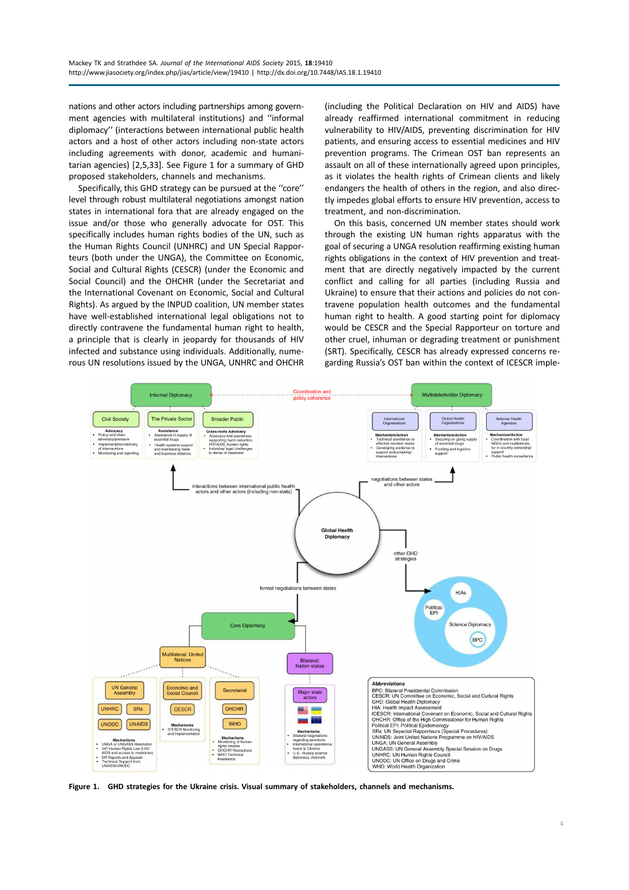nations and other actors including partnerships among government agencies with multilateral institutions) and ''informal diplomacy'' (interactions between international public health actors and a host of other actors including non-state actors including agreements with donor, academic and humanitarian agencies) [2,5,33]. See Figure 1 for a summary of GHD proposed stakeholders, channels and mechanisms.

Specifically, this GHD strategy can be pursued at the ''core'' level through robust multilateral negotiations amongst nation states in international fora that are already engaged on the issue and/or those who generally advocate for OST. This specifically includes human rights bodies of the UN, such as the Human Rights Council (UNHRC) and UN Special Rapporteurs (both under the UNGA), the Committee on Economic, Social and Cultural Rights (CESCR) (under the Economic and Social Council) and the OHCHR (under the Secretariat and the International Covenant on Economic, Social and Cultural Rights). As argued by the INPUD coalition, UN member states have well-established international legal obligations not to directly contravene the fundamental human right to health, a principle that is clearly in jeopardy for thousands of HIV infected and substance using individuals. Additionally, numerous UN resolutions issued by the UNGA, UNHRC and OHCHR (including the Political Declaration on HIV and AIDS) have already reaffirmed international commitment in reducing vulnerability to HIV/AIDS, preventing discrimination for HIV patients, and ensuring access to essential medicines and HIV prevention programs. The Crimean OST ban represents an assault on all of these internationally agreed upon principles, as it violates the health rights of Crimean clients and likely endangers the health of others in the region, and also directly impedes global efforts to ensure HIV prevention, access to treatment, and non-discrimination.

On this basis, concerned UN member states should work through the existing UN human rights apparatus with the goal of securing a UNGA resolution reaffirming existing human rights obligations in the context of HIV prevention and treatment that are directly negatively impacted by the current conflict and calling for all parties (including Russia and Ukraine) to ensure that their actions and policies do not contravene population health outcomes and the fundamental human right to health. A good starting point for diplomacy would be CESCR and the Special Rapporteur on torture and other cruel, inhuman or degrading treatment or punishment (SRT). Specifically, CESCR has already expressed concerns regarding Russia's OST ban within the context of ICESCR imple-

**Figure 1. GHD strategies for the Ukraine crisis. Visual summary of stakeholders, channels and mechanisms.**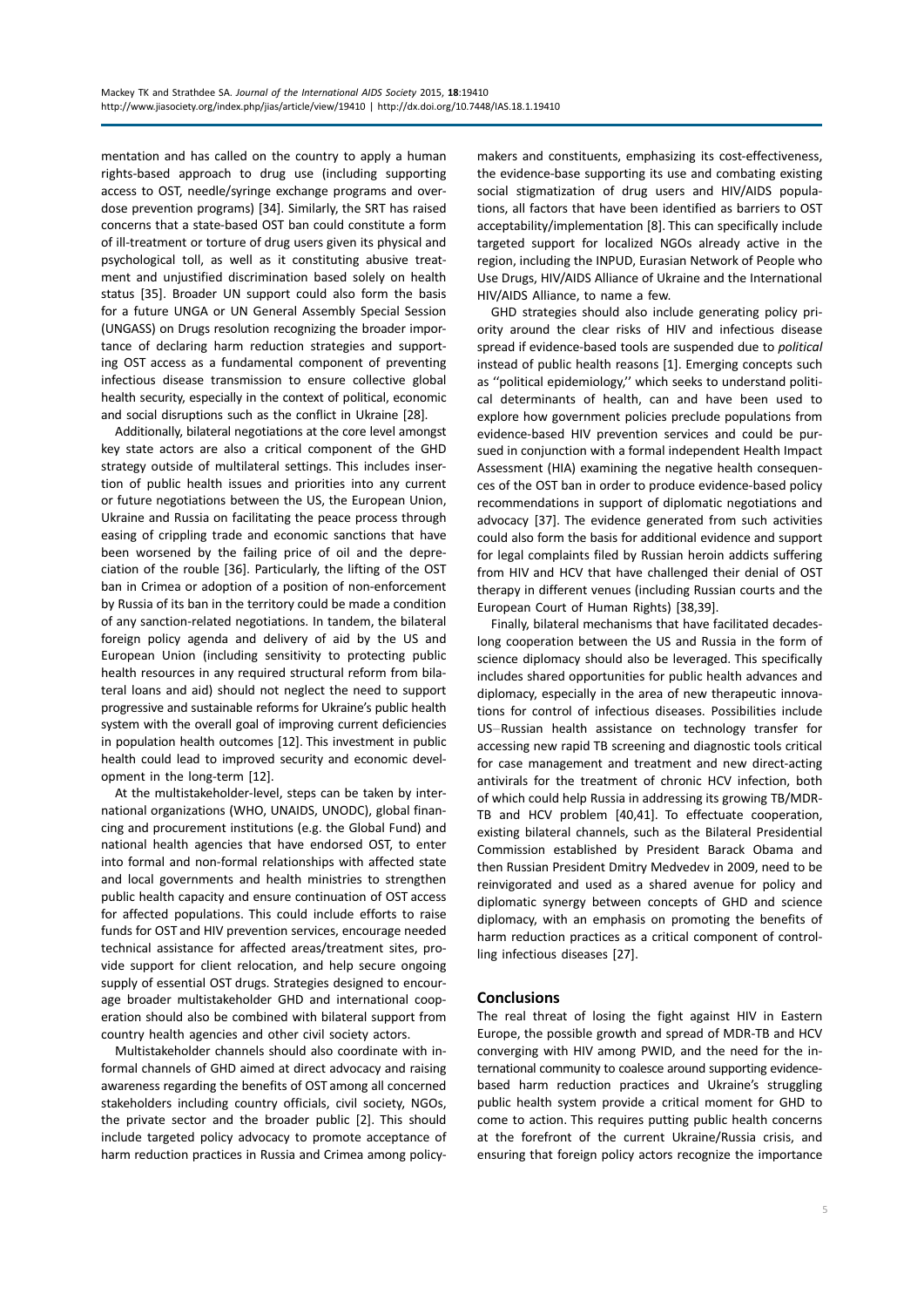mentation and has called on the country to apply a human rights-based approach to drug use (including supporting access to OST, needle/syringe exchange programs and overdose prevention programs) [34]. Similarly, the SRT has raised concerns that a state-based OST ban could constitute a form of ill-treatment or torture of drug users given its physical and psychological toll, as well as it constituting abusive treatment and unjustified discrimination based solely on health status [35]. Broader UN support could also form the basis for a future UNGA or UN General Assembly Special Session (UNGASS) on Drugs resolution recognizing the broader importance of declaring harm reduction strategies and supporting OST access as a fundamental component of preventing infectious disease transmission to ensure collective global health security, especially in the context of political, economic and social disruptions such as the conflict in Ukraine [28].

Additionally, bilateral negotiations at the core level amongst key state actors are also a critical component of the GHD strategy outside of multilateral settings. This includes insertion of public health issues and priorities into any current or future negotiations between the US, the European Union, Ukraine and Russia on facilitating the peace process through easing of crippling trade and economic sanctions that have been worsened by the failing price of oil and the depreciation of the rouble [36]. Particularly, the lifting of the OST ban in Crimea or adoption of a position of non-enforcement by Russia of its ban in the territory could be made a condition of any sanction-related negotiations. In tandem, the bilateral foreign policy agenda and delivery of aid by the US and European Union (including sensitivity to protecting public health resources in any required structural reform from bilateral loans and aid) should not neglect the need to support progressive and sustainable reforms for Ukraine's public health system with the overall goal of improving current deficiencies in population health outcomes [12]. This investment in public health could lead to improved security and economic development in the long-term [12].

At the multistakeholder-level, steps can be taken by international organizations (WHO, UNAIDS, UNODC), global financing and procurement institutions (e.g. the Global Fund) and national health agencies that have endorsed OST, to enter into formal and non-formal relationships with affected state and local governments and health ministries to strengthen public health capacity and ensure continuation of OST access for affected populations. This could include efforts to raise funds for OST and HIV prevention services, encourage needed technical assistance for affected areas/treatment sites, provide support for client relocation, and help secure ongoing supply of essential OST drugs. Strategies designed to encourage broader multistakeholder GHD and international cooperation should also be combined with bilateral support from country health agencies and other civil society actors.

Multistakeholder channels should also coordinate with informal channels of GHD aimed at direct advocacy and raising awareness regarding the benefits of OST among all concerned stakeholders including country officials, civil society, NGOs, the private sector and the broader public [2]. This should include targeted policy advocacy to promote acceptance of harm reduction practices in Russia and Crimea among policymakers and constituents, emphasizing its cost-effectiveness, the evidence-base supporting its use and combating existing social stigmatization of drug users and HIV/AIDS populations, all factors that have been identified as barriers to OST acceptability/implementation [8]. This can specifically include targeted support for localized NGOs already active in the region, including the INPUD, Eurasian Network of People who Use Drugs, HIV/AIDS Alliance of Ukraine and the International HIV/AIDS Alliance, to name a few.

GHD strategies should also include generating policy priority around the clear risks of HIV and infectious disease spread if evidence-based tools are suspended due to *political* instead of public health reasons [1]. Emerging concepts such as "political epidemiology," which seeks to understand political determinants of health, can and have been used to explore how government policies preclude populations from evidence-based HIV prevention services and could be pursued in conjunction with a formal independent Health Impact Assessment (HIA) examining the negative health consequences of the OST ban in order to produce evidence-based policy recommendations in support of diplomatic negotiations and advocacy [37]. The evidence generated from such activities could also form the basis for additional evidence and support for legal complaints filed by Russian heroin addicts suffering from HIV and HCV that have challenged their denial of OST therapy in different venues (including Russian courts and the European Court of Human Rights) [38,39].

Finally, bilateral mechanisms that have facilitated decades-long cooperation between the US and Russia in the form of science diplomacy should also be leveraged. This specifically includes shared opportunities for public health advances and diplomacy, especially in the area of new therapeutic innovations for control of infectious diseases. Possibilities include US–Russian health assistance on technology transfer for accessing new rapid TB screening and diagnostic tools critical for case management and treatment and new direct-acting antivirals for the treatment of chronic HCV infection, both of which could help Russia in addressing its growing TB/MDR-TB and HCV problem [40,41]. To effectuate cooperation, existing bilateral channels, such as the Bilateral Presidential Commission established by President Barack Obama and then Russian President Dmitry Medvedev in 2009, need to be reinvigorated and used as a shared avenue for policy and diplomatic synergy between concepts of GHD and science diplomacy, with an emphasis on promoting the benefits of harm reduction practices as a critical component of controlling infectious diseases [27].

## Conclusions

The real threat of losing the fight against HIV in Eastern Europe, the possible growth and spread of MDR-TB and HCV converging with HIV among PWID, and the need for the international community to coalesce around supporting evidence-based harm reduction practices and Ukraine's struggling public health system provide a critical moment for GHD to come to action. This requires putting public health concerns at the forefront of the current Ukraine/Russia crisis, and ensuring that foreign policy actors recognize the importance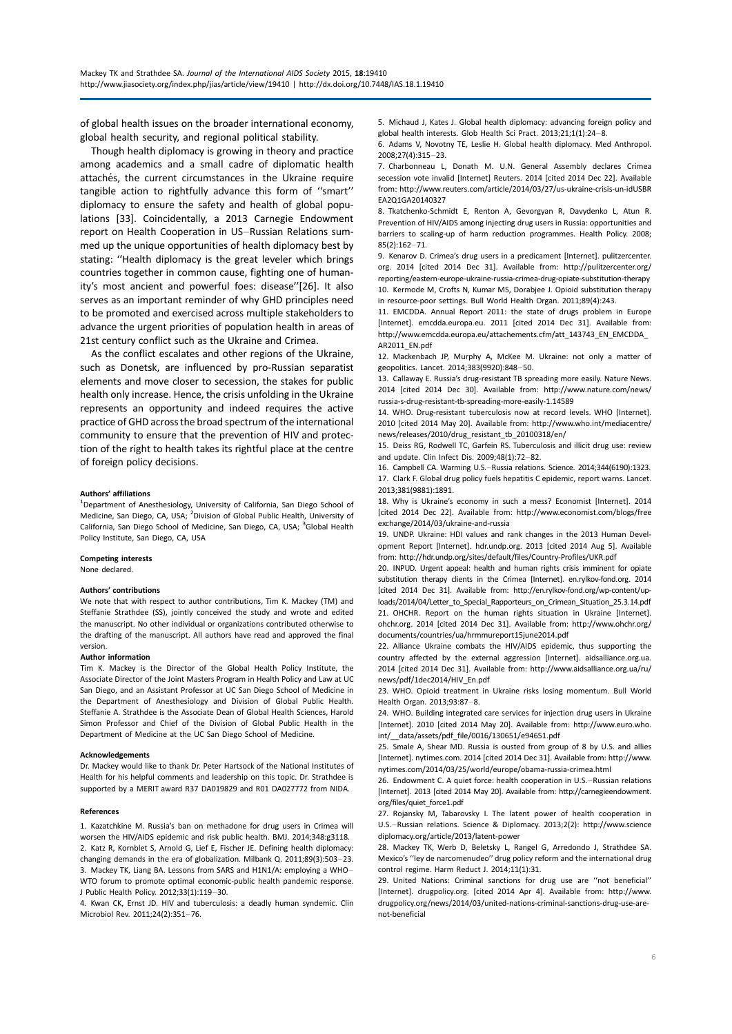of global health issues on the broader international economy, global health security, and regional political stability.

Though health diplomacy is growing in theory and practice among academics and a small cadre of diplomatic health attachés, the current circumstances in the Ukraine require tangible action to rightfully advance this form of ''smart'' diplomacy to ensure the safety and health of global populations [33]. Coincidentally, a 2013 Carnegie Endowment report on Health Cooperation in US–Russian Relations summed up the unique opportunities of health diplomacy best by stating: ''Health diplomacy is the great leveler which brings countries together in common cause, fighting one of humanity's most ancient and powerful foes: disease''[26]. It also serves as an important reminder of why GHD principles need to be promoted and exercised across multiple stakeholders to advance the urgent priorities of population health in areas of 21st century conflict such as the Ukraine and Crimea.

As the conflict escalates and other regions of the Ukraine, such as Donetsk, are influenced by pro-Russian separatist elements and move closer to secession, the stakes for public health only increase. Hence, the crisis unfolding in the Ukraine represents an opportunity and indeed requires the active practice of GHD across the broad spectrum of the international community to ensure that the prevention of HIV and protection of the right to health takes its rightful place at the centre of foreign policy decisions.

#### Authors' affiliations

[1]Department of Anesthesiology, University of California, San Diego School of Medicine, San Diego, CA, USA; [2]Division of Global Public Health, University of California, San Diego School of Medicine, San Diego, CA, USA; [3]Global Health Policy Institute, San Diego, CA, USA

#### Competing interests

None declared.

#### Authors' contributions

We note that with respect to author contributions, Tim K. Mackey (TM) and Steffanie Strathdee (SS), jointly conceived the study and wrote and edited the manuscript. No other individual or organizations contributed otherwise to the drafting of the manuscript. All authors have read and approved the final version.

#### Author information

Tim K. Mackey is the Director of the Global Health Policy Institute, the Associate Director of the Joint Masters Program in Health Policy and Law at UC San Diego, and an Assistant Professor at UC San Diego School of Medicine in the Department of Anesthesiology and Division of Global Public Health. Steffanie A. Strathdee is the Associate Dean of Global Health Sciences, Harold Simon Professor and Chief of the Division of Global Public Health in the Department of Medicine at the UC San Diego School of Medicine.

#### Acknowledgements

Dr. Mackey would like to thank Dr. Peter Hartsock of the National Institutes of Health for his helpful comments and leadership on this topic. Dr. Strathdee is supported by a MERIT award R37 DA019829 and R01 DA027772 from NIDA.

#### References

1. Kazatchkine M. Russia's ban on methadone for drug users in Crimea will worsen the HIV/AIDS epidemic and risk public health. BMJ. 2014;348:g3118.
2. Katz R, Kornblet S, Arnold G, Lief E, Fischer JE. Defining health diplomacy: changing demands in the era of globalization. Milbank Q. 2011;89(3):503–23.
3. Mackey TK, Liang BA. Lessons from SARS and H1N1/A: employing a WHO–WTO forum to promote optimal economic-public health pandemic response. J Public Health Policy. 2012;33(1):119–30.
4. Kwan CK, Ernst JD. HIV and tuberculosis: a deadly human syndemic. Clin Microbiol Rev. 2011;24(2):351–76.
5. Michaud J, Kates J. Global health diplomacy: advancing foreign policy and global health interests. Glob Health Sci Pract. 2013;21;1(1):24–8.
6. Adams V, Novotny TE, Leslie H. Global health diplomacy. Med Anthropol. 2008;27(4):315–23.
7. Charbonneau L, Donath M. U.N. General Assembly declares Crimea secession vote invalid [Internet] Reuters. 2014 [cited 2014 Dec 22]. Available from: http://www.reuters.com/article/2014/03/27/us-ukraine-crisis-un-idUSBREA2Q1GA20140327
8. Tkatchenko-Schmidt E, Renton A, Gevorgyan R, Davydenko L, Atun R. Prevention of HIV/AIDS among injecting drug users in Russia: opportunities and barriers to scaling-up of harm reduction programmes. Health Policy. 2008;85(2):162–71.
9. Kenarov D. Crimea's drug users in a predicament [Internet]. pulitzercenter.org. 2014 [cited 2014 Dec 31]. Available from: http://pulitzercenter.org/reporting/eastern-europe-ukraine-russia-crimea-drug-opiate-substitution-therapy
10. Kermode M, Crofts N, Kumar MS, Dorabjee J. Opioid substitution therapy in resource-poor settings. Bull World Health Organ. 2011;89(4):243.
11. EMCDDA. Annual Report 2011: the state of drugs problem in Europe [Internet]. emcdda.europa.eu. 2011 [cited 2014 Dec 31]. Available from: http://www.emcdda.europa.eu/attachements.cfm/att_143743_EN_EMCDDA_AR2011_EN.pdf
12. Mackenbach JP, Murphy A, McKee M. Ukraine: not only a matter of geopolitics. Lancet. 2014;383(9920):848–50.
13. Callaway E. Russia's drug-resistant TB spreading more easily. Nature News. 2014 [cited 2014 Dec 30]. Available from: http://www.nature.com/news/russia-s-drug-resistant-tb-spreading-more-easily-1.14589
14. WHO. Drug-resistant tuberculosis now at record levels. WHO [Internet]. 2010 [cited 2014 May 20]. Available from: http://www.who.int/mediacentre/news/releases/2010/drug_resistant_tb_20100318/en/
15. Deiss RG, Rodwell TC, Garfein RS. Tuberculosis and illicit drug use: review and update. Clin Infect Dis. 2009;48(1):72–82.
16. Campbell CA. Warming U.S.–Russia relations. Science. 2014;344(6190):1323.
17. Clark F. Global drug policy fuels hepatitis C epidemic, report warns. Lancet. 2013;381(9881):1891.
18. Why is Ukraine's economy in such a mess? Economist [Internet]. 2014 [cited 2014 Dec 22]. Available from: http://www.economist.com/blogs/freeexchange/2014/03/ukraine-and-russia
19. UNDP. Ukraine: HDI values and rank changes in the 2013 Human Development Report [Internet]. hdr.undp.org. 2013 [cited 2014 Aug 5]. Available from: http://hdr.undp.org/sites/default/files/Country-Profiles/UKR.pdf
20. INPUD. Urgent appeal: health and human rights crisis imminent for opiate substitution therapy clients in the Crimea [Internet]. en.rylkov-fond.org. 2014 [cited 2014 Dec 31]. Available from: http://en.rylkov-fond.org/wp-content/uploads/2014/04/Letter_to_Special_Rapporteurs_on_Crimean_Situation_25.3.14.pdf
21. OHCHR. Report on the human rights situation in Ukraine [Internet]. ohchr.org. 2014 [cited 2014 Dec 31]. Available from: http://www.ohchr.org/documents/countries/ua/hrmmureport15june2014.pdf
22. Alliance Ukraine combats the HIV/AIDS epidemic, thus supporting the country affected by the external aggression [Internet]. aidsalliance.org.ua. 2014 [cited 2014 Dec 31]. Available from: http://www.aidsalliance.org.ua/ru/news/pdf/1dec2014/HIV_En.pdf
23. WHO. Opioid treatment in Ukraine risks losing momentum. Bull World Health Organ. 2013;93:87–8.
24. WHO. Building integrated care services for injection drug users in Ukraine [Internet]. 2010 [cited 2014 May 20]. Available from: http://www.euro.who.int/__data/assets/pdf_file/0016/130651/e94651.pdf
25. Smale A, Shear MD. Russia is ousted from group of 8 by U.S. and allies [Internet]. nytimes.com. 2014 [cited 2014 Dec 31]. Available from: http://www.nytimes.com/2014/03/25/world/europe/obama-russia-crimea.html
26. Endowment C. A quiet force: health cooperation in U.S.–Russian relations [Internet]. 2013 [cited 2014 May 20]. Available from: http://carnegieendowment.org/files/quiet_force1.pdf
27. Rojansky M, Tabarovsky I. The latent power of health cooperation in U.S.–Russian relations. Science & Diplomacy. 2013;2(2): http://www.sciencediplomacy.org/article/2013/latent-power
28. Mackey TK, Werb D, Beletsky L, Rangel G, Arredondo J, Strathdee SA. Mexico's ''ley de narcomenudeo'' drug policy reform and the international drug control regime. Harm Reduct J. 2014;11(1):31.
29. United Nations: Criminal sanctions for drug use are ''not beneficial'' [Internet]. drugpolicy.org. [cited 2014 Apr 4]. Available from: http://www.drugpolicy.org/news/2014/03/united-nations-criminal-sanctions-drug-use-are-not-beneficial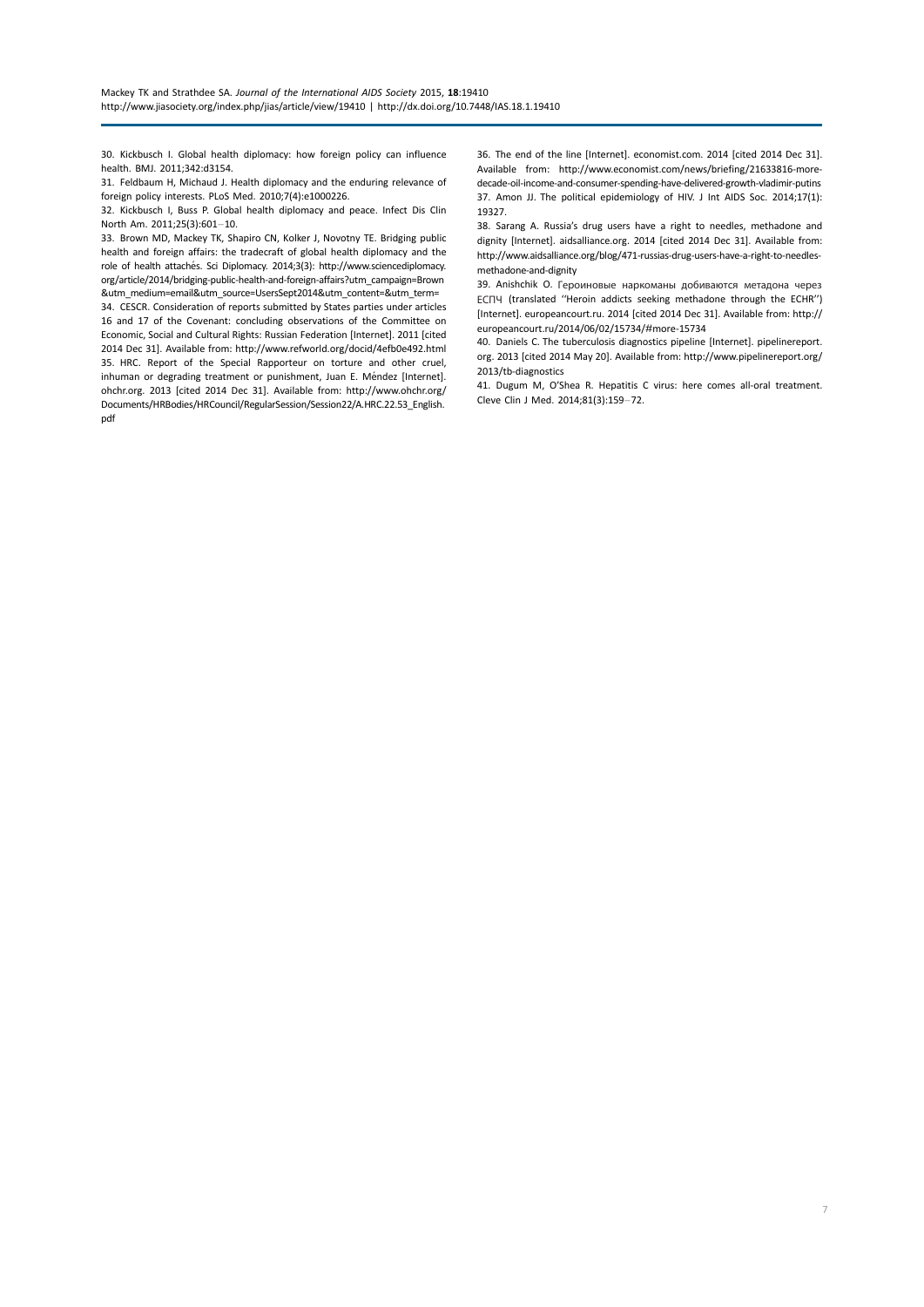30. Kickbusch I. Global health diplomacy: how foreign policy can influence health. BMJ. 2011;342:d3154.

31. Feldbaum H, Michaud J. Health diplomacy and the enduring relevance of foreign policy interests. PLoS Med. 2010;7(4):e1000226.

32. Kickbusch I, Buss P. Global health diplomacy and peace. Infect Dis Clin North Am. 2011;25(3):601–10.

33. Brown MD, Mackey TK, Shapiro CN, Kolker J, Novotny TE. Bridging public health and foreign affairs: the tradecraft of global health diplomacy and the role of health attachés. Sci Diplomacy. 2014;3(3): http://www.sciencediplomacy.org/article/2014/bridging-public-health-and-foreign-affairs?utm_campaign=Brown&utm_medium=email&utm_source=UsersSept2014&utm_content=&utm_term=

34. CESCR. Consideration of reports submitted by States parties under articles 16 and 17 of the Covenant: concluding observations of the Committee on Economic, Social and Cultural Rights: Russian Federation [Internet]. 2011 [cited 2014 Dec 31]. Available from: http://www.refworld.org/docid/4efb0e492.html

35. HRC. Report of the Special Rapporteur on torture and other cruel, inhuman or degrading treatment or punishment, Juan E. Méndez [Internet]. ohchr.org. 2013 [cited 2014 Dec 31]. Available from: http://www.ohchr.org/Documents/HRBodies/HRCouncil/RegularSession/Session22/A.HRC.22.53_English.pdf

36. The end of the line [Internet]. economist.com. 2014 [cited 2014 Dec 31]. Available from: http://www.economist.com/news/briefing/21633816-more-decade-oil-income-and-consumer-spending-have-delivered-growth-vladimir-putins

37. Amon JJ. The political epidemiology of HIV. J Int AIDS Soc. 2014;17(1):19327.

38. Sarang A. Russia's drug users have a right to needles, methadone and dignity [Internet]. aidsalliance.org. 2014 [cited 2014 Dec 31]. Available from: http://www.aidsalliance.org/blog/471-russias-drug-users-have-a-right-to-needles-methadone-and-dignity

39. Anishchik O. Героиновые наркоманы добиваются метадона через ЕСПЧ (translated ''Heroin addicts seeking methadone through the ECHR'') [Internet]. europeancourt.ru. 2014 [cited 2014 Dec 31]. Available from: http://europeancourt.ru/2014/06/02/15734/#more-15734

40. Daniels C. The tuberculosis diagnostics pipeline [Internet]. pipelinereport.org. 2013 [cited 2014 May 20]. Available from: http://www.pipelinereport.org/2013/tb-diagnostics

41. Dugum M, O'Shea R. Hepatitis C virus: here comes all-oral treatment. Cleve Clin J Med. 2014;81(3):159–72.